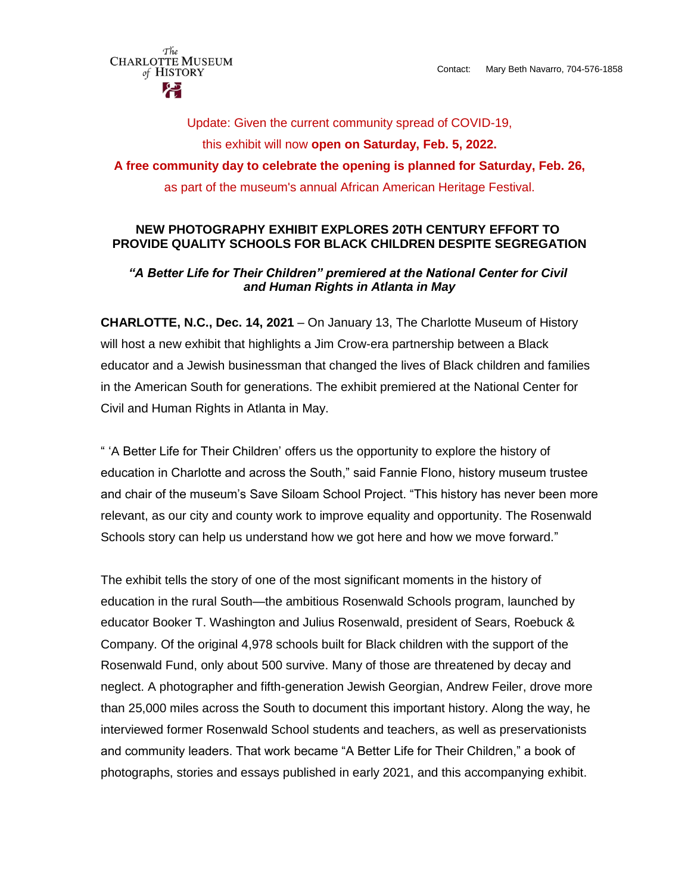The Charlotte Museum of History

Contact: Mary Beth Navarro, 704-576-1858

Update: Given the current community spread of COVID-19,
this exhibit will now **open on Saturday, Feb. 5, 2022.**
**A free community day to celebrate the opening is planned for Saturday, Feb. 26,**
as part of the museum's annual African American Heritage Festival.

## NEW PHOTOGRAPHY EXHIBIT EXPLORES 20TH CENTURY EFFORT TO PROVIDE QUALITY SCHOOLS FOR BLACK CHILDREN DESPITE SEGREGATION

***"A Better Life for Their Children" premiered at the National Center for Civil and Human Rights in Atlanta in May***

**CHARLOTTE, N.C., Dec. 14, 2021** – On January 13, The Charlotte Museum of History will host a new exhibit that highlights a Jim Crow-era partnership between a Black educator and a Jewish businessman that changed the lives of Black children and families in the American South for generations. The exhibit premiered at the National Center for Civil and Human Rights in Atlanta in May.

" 'A Better Life for Their Children' offers us the opportunity to explore the history of education in Charlotte and across the South," said Fannie Flono, history museum trustee and chair of the museum's Save Siloam School Project. "This history has never been more relevant, as our city and county work to improve equality and opportunity. The Rosenwald Schools story can help us understand how we got here and how we move forward."

The exhibit tells the story of one of the most significant moments in the history of education in the rural South—the ambitious Rosenwald Schools program, launched by educator Booker T. Washington and Julius Rosenwald, president of Sears, Roebuck & Company. Of the original 4,978 schools built for Black children with the support of the Rosenwald Fund, only about 500 survive. Many of those are threatened by decay and neglect. A photographer and fifth-generation Jewish Georgian, Andrew Feiler, drove more than 25,000 miles across the South to document this important history. Along the way, he interviewed former Rosenwald School students and teachers, as well as preservationists and community leaders. That work became "A Better Life for Their Children," a book of photographs, stories and essays published in early 2021, and this accompanying exhibit.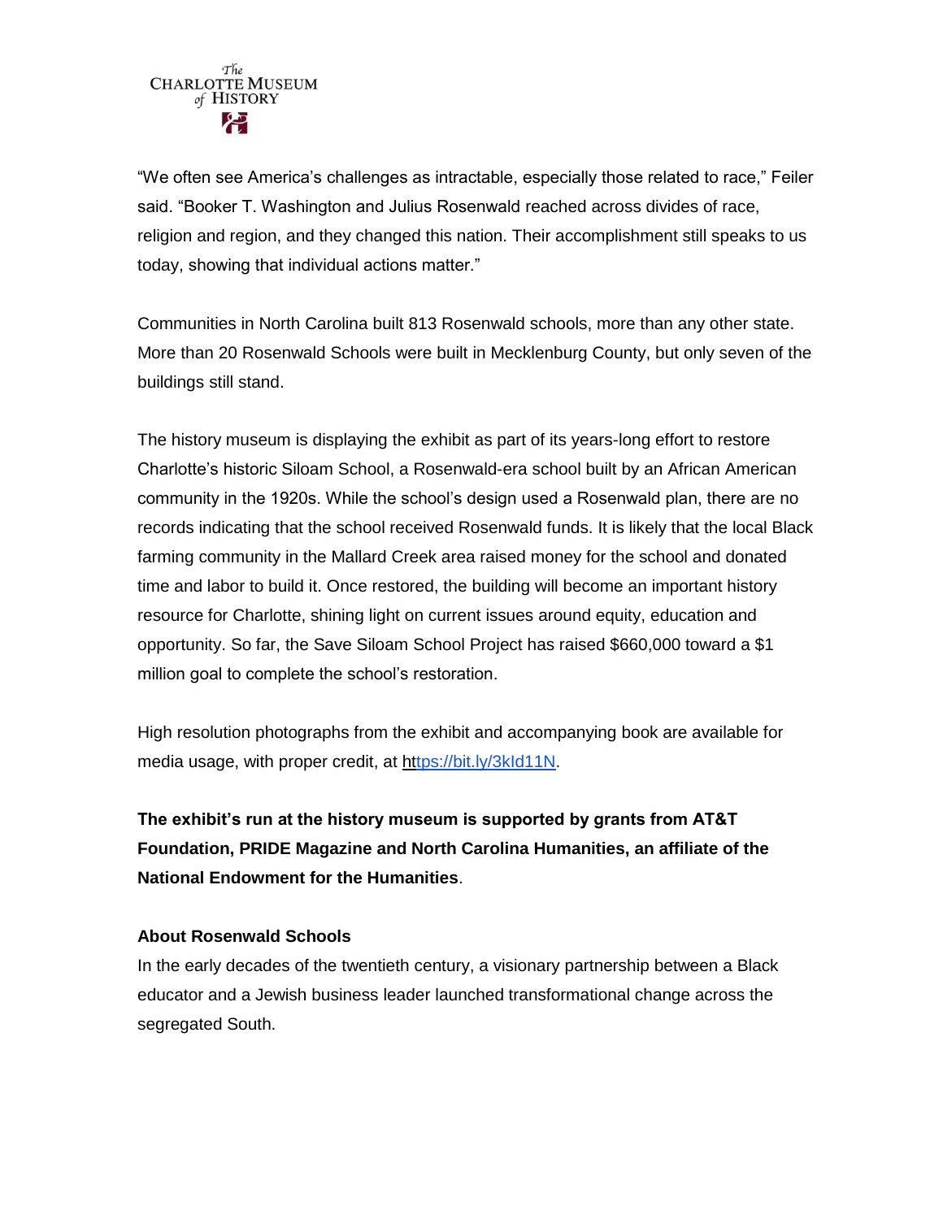"We often see America's challenges as intractable, especially those related to race," Feiler said. "Booker T. Washington and Julius Rosenwald reached across divides of race, religion and region, and they changed this nation. Their accomplishment still speaks to us today, showing that individual actions matter."

Communities in North Carolina built 813 Rosenwald schools, more than any other state. More than 20 Rosenwald Schools were built in Mecklenburg County, but only seven of the buildings still stand.

The history museum is displaying the exhibit as part of its years-long effort to restore Charlotte's historic Siloam School, a Rosenwald-era school built by an African American community in the 1920s. While the school's design used a Rosenwald plan, there are no records indicating that the school received Rosenwald funds. It is likely that the local Black farming community in the Mallard Creek area raised money for the school and donated time and labor to build it. Once restored, the building will become an important history resource for Charlotte, shining light on current issues around equity, education and opportunity. So far, the Save Siloam School Project has raised $660,000 toward a $1 million goal to complete the school's restoration.

High resolution photographs from the exhibit and accompanying book are available for media usage, with proper credit, at https://bit.ly/3kId11N.

**The exhibit's run at the history museum is supported by grants from AT&T Foundation, PRIDE Magazine and North Carolina Humanities, an affiliate of the National Endowment for the Humanities**.

**About Rosenwald Schools**

In the early decades of the twentieth century, a visionary partnership between a Black educator and a Jewish business leader launched transformational change across the segregated South.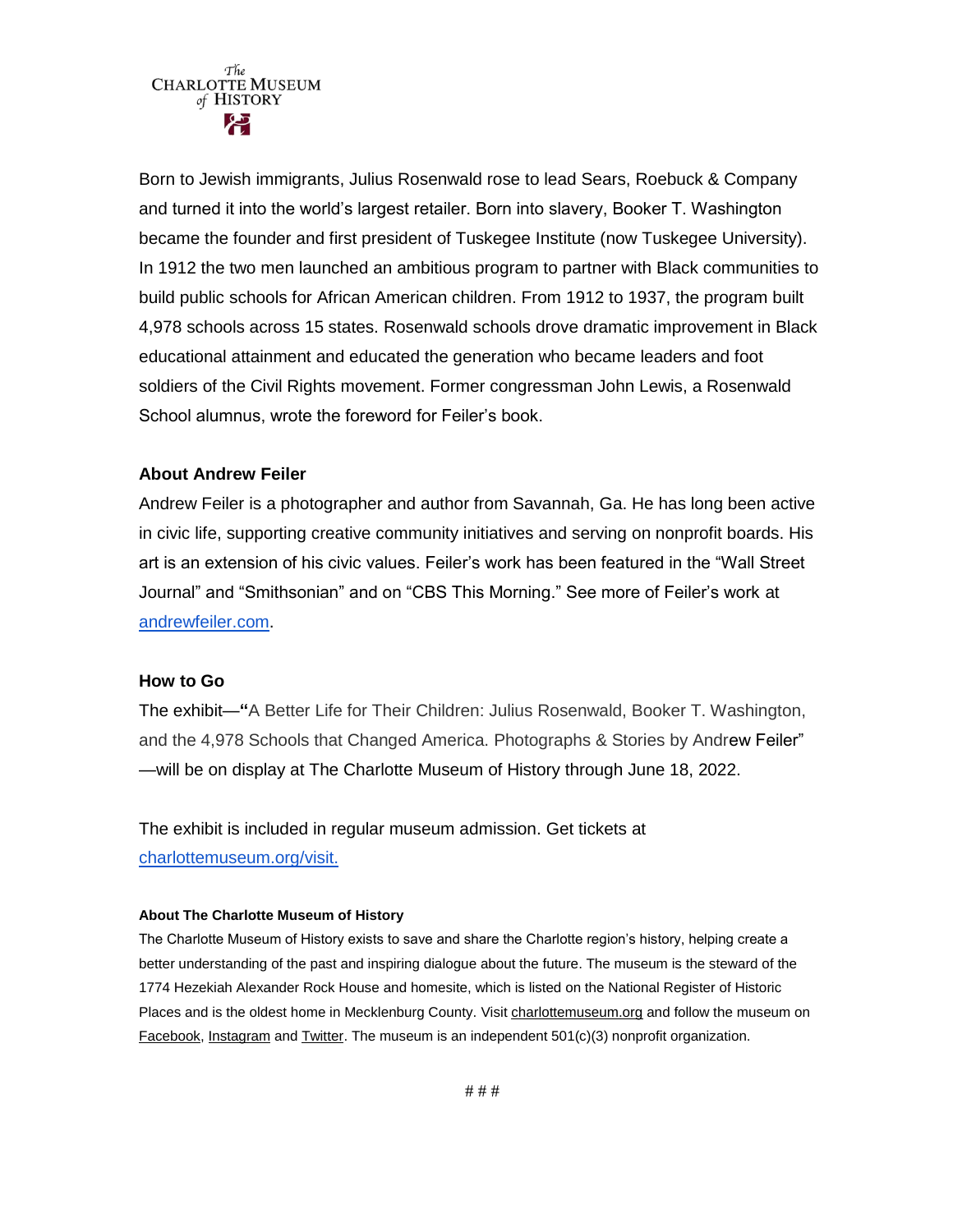Born to Jewish immigrants, Julius Rosenwald rose to lead Sears, Roebuck & Company and turned it into the world's largest retailer. Born into slavery, Booker T. Washington became the founder and first president of Tuskegee Institute (now Tuskegee University). In 1912 the two men launched an ambitious program to partner with Black communities to build public schools for African American children. From 1912 to 1937, the program built 4,978 schools across 15 states. Rosenwald schools drove dramatic improvement in Black educational attainment and educated the generation who became leaders and foot soldiers of the Civil Rights movement. Former congressman John Lewis, a Rosenwald School alumnus, wrote the foreword for Feiler's book.

**About Andrew Feiler**

Andrew Feiler is a photographer and author from Savannah, Ga. He has long been active in civic life, supporting creative community initiatives and serving on nonprofit boards. His art is an extension of his civic values. Feiler's work has been featured in the "Wall Street Journal" and "Smithsonian" and on "CBS This Morning." See more of Feiler's work at andrewfeiler.com.

**How to Go**

The exhibit—"A Better Life for Their Children: Julius Rosenwald, Booker T. Washington, and the 4,978 Schools that Changed America. Photographs & Stories by Andrew Feiler"—will be on display at The Charlotte Museum of History through June 18, 2022.

The exhibit is included in regular museum admission. Get tickets at charlottemuseum.org/visit.

**About The Charlotte Museum of History**

The Charlotte Museum of History exists to save and share the Charlotte region's history, helping create a better understanding of the past and inspiring dialogue about the future. The museum is the steward of the 1774 Hezekiah Alexander Rock House and homesite, which is listed on the National Register of Historic Places and is the oldest home in Mecklenburg County. Visit charlottemuseum.org and follow the museum on Facebook, Instagram and Twitter. The museum is an independent 501(c)(3) nonprofit organization.

# # #